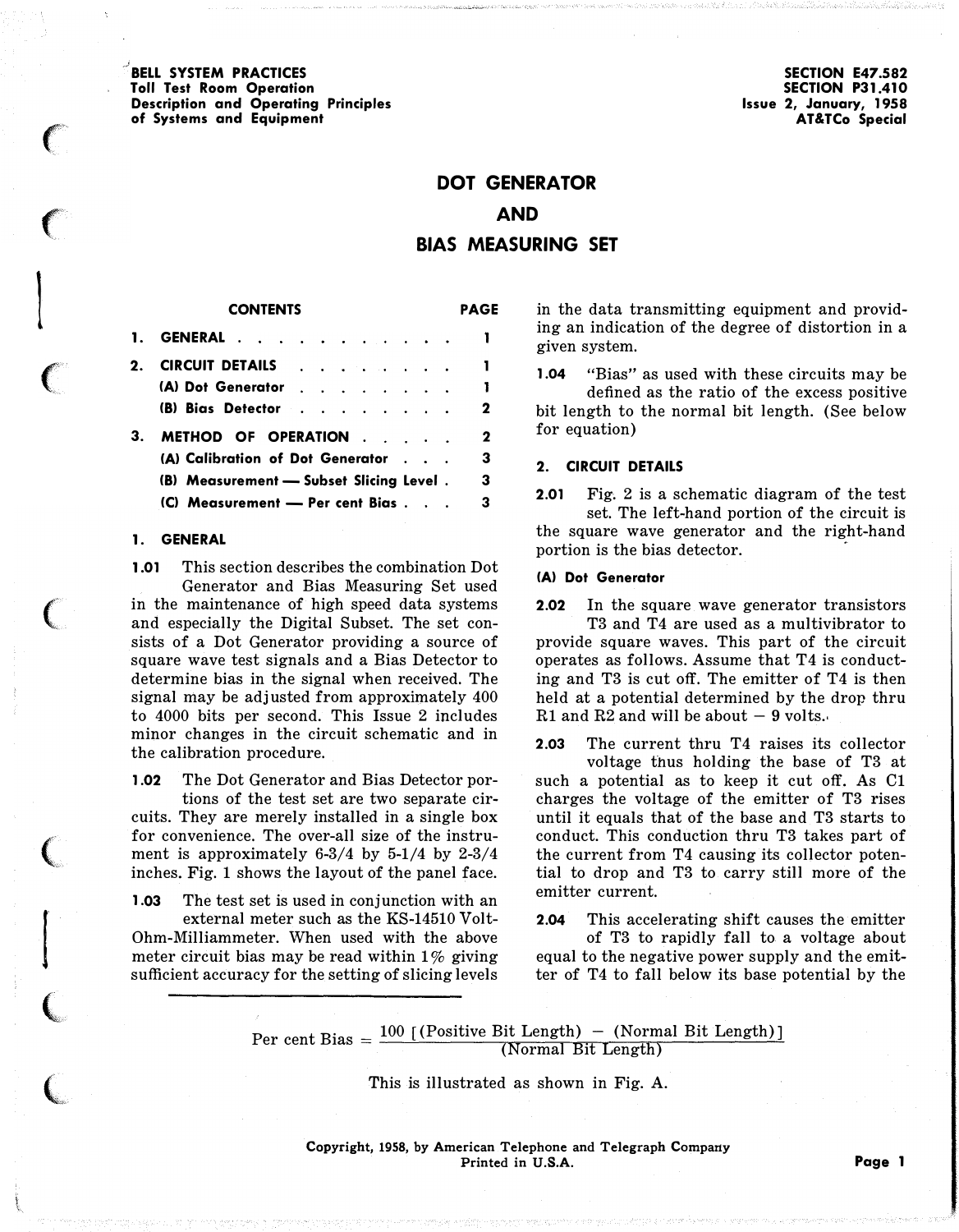BELL SYSTEM PRACTICES
Toll Test Room Operation
Description and Operating Principles
of Systems and Equipment

SECTION E47.582
SECTION P31.410
Issue 2, January, 1958
AT&TCo Special

# DOT GENERATOR AND BIAS MEASURING SET

| CONTENTS | PAGE |
|---|---|
| 1. GENERAL | 1 |
| 2. CIRCUIT DETAILS | 1 |
| (A) Dot Generator | 1 |
| (B) Bias Detector | 2 |
| 3. METHOD OF OPERATION | 2 |
| (A) Calibration of Dot Generator | 3 |
| (B) Measurement — Subset Slicing Level | 3 |
| (C) Measurement — Per cent Bias | 3 |

## 1. GENERAL

**1.01** This section describes the combination Dot Generator and Bias Measuring Set used in the maintenance of high speed data systems and especially the Digital Subset. The set consists of a Dot Generator providing a source of square wave test signals and a Bias Detector to determine bias in the signal when received. The signal may be adjusted from approximately 400 to 4000 bits per second. This Issue 2 includes minor changes in the circuit schematic and in the calibration procedure.

**1.02** The Dot Generator and Bias Detector portions of the test set are two separate circuits. They are merely installed in a single box for convenience. The over-all size of the instrument is approximately 6-3/4 by 5-1/4 by 2-3/4 inches. Fig. 1 shows the layout of the panel face.

**1.03** The test set is used in conjunction with an external meter such as the KS-14510 Volt-Ohm-Milliammeter. When used with the above meter circuit bias may be read within 1% giving sufficient accuracy for the setting of slicing levels in the data transmitting equipment and providing an indication of the degree of distortion in a given system.

**1.04** "Bias" as used with these circuits may be defined as the ratio of the excess positive bit length to the normal bit length. (See below for equation)

## 2. CIRCUIT DETAILS

**2.01** Fig. 2 is a schematic diagram of the test set. The left-hand portion of the circuit is the square wave generator and the right-hand portion is the bias detector.

### (A) Dot Generator

**2.02** In the square wave generator transistors T3 and T4 are used as a multivibrator to provide square waves. This part of the circuit operates as follows. Assume that T4 is conducting and T3 is cut off. The emitter of T4 is then held at a potential determined by the drop thru R1 and R2 and will be about − 9 volts.

**2.03** The current thru T4 raises its collector voltage thus holding the base of T3 at such a potential as to keep it cut off. As C1 charges the voltage of the emitter of T3 rises until it equals that of the base and T3 starts to conduct. This conduction thru T3 takes part of the current from T4 causing its collector potential to drop and T3 to carry still more of the emitter current.

**2.04** This accelerating shift causes the emitter of T3 to rapidly fall to a voltage about equal to the negative power supply and the emitter of T4 to fall below its base potential by the

$$\text{Per cent Bias} = \frac{100\ [(\text{Positive Bit Length}) - (\text{Normal Bit Length})]}{(\text{Normal Bit Length})}$$

This is illustrated as shown in Fig. A.

Copyright, 1958, by American Telephone and Telegraph Company
Printed in U.S.A.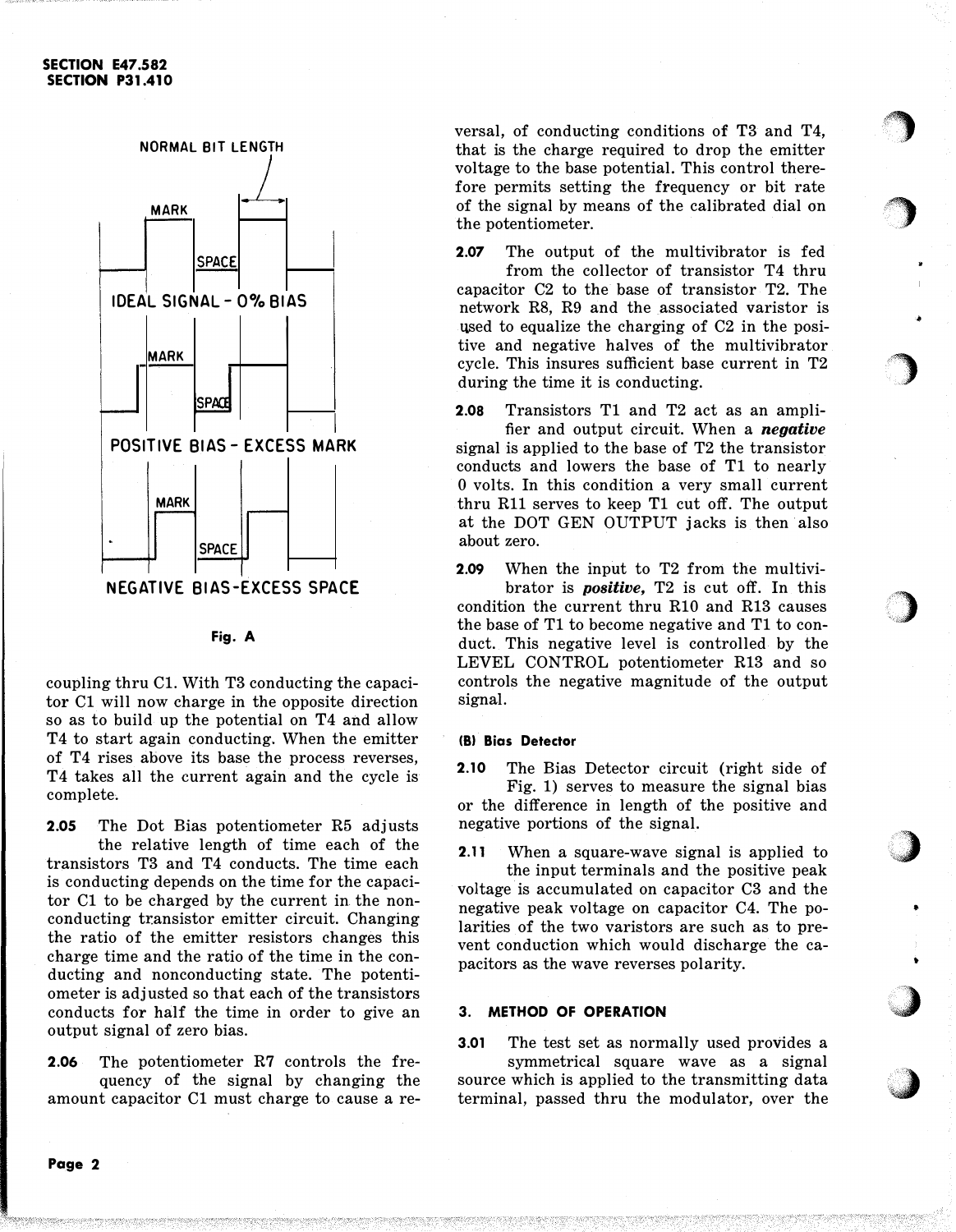NORMAL BIT LENGTH

MARK

SPACE

IDEAL SIGNAL - 0% BIAS

MARK

SPACE

POSITIVE BIAS - EXCESS MARK

MARK

SPACE

NEGATIVE BIAS-EXCESS SPACE

**Fig. A**

coupling thru C1. With T3 conducting the capacitor C1 will now charge in the opposite direction so as to build up the potential on T4 and allow T4 to start again conducting. When the emitter of T4 rises above its base the process reverses, T4 takes all the current again and the cycle is complete.

**2.05** The Dot Bias potentiometer R5 adjusts the relative length of time each of the transistors T3 and T4 conducts. The time each is conducting depends on the time for the capacitor C1 to be charged by the current in the nonconducting transistor emitter circuit. Changing the ratio of the emitter resistors changes this charge time and the ratio of the time in the conducting and nonconducting state. The potentiometer is adjusted so that each of the transistors conducts for half the time in order to give an output signal of zero bias.

**2.06** The potentiometer R7 controls the frequency of the signal by changing the amount capacitor C1 must charge to cause a reversal, of conducting conditions of T3 and T4, that is the charge required to drop the emitter voltage to the base potential. This control therefore permits setting the frequency or bit rate of the signal by means of the calibrated dial on the potentiometer.

**2.07** The output of the multivibrator is fed from the collector of transistor T4 thru capacitor C2 to the base of transistor T2. The network R8, R9 and the associated varistor is used to equalize the charging of C2 in the positive and negative halves of the multivibrator cycle. This insures sufficient base current in T2 during the time it is conducting.

**2.08** Transistors T1 and T2 act as an amplifier and output circuit. When a ***negative*** signal is applied to the base of T2 the transistor conducts and lowers the base of T1 to nearly 0 volts. In this condition a very small current thru R11 serves to keep T1 cut off. The output at the DOT GEN OUTPUT jacks is then also about zero.

**2.09** When the input to T2 from the multivibrator is ***positive,*** T2 is cut off. In this condition the current thru R10 and R13 causes the base of T1 to become negative and T1 to conduct. This negative level is controlled by the LEVEL CONTROL potentiometer R13 and so controls the negative magnitude of the output signal.

#### (B) Bias Detector

**2.10** The Bias Detector circuit (right side of Fig. 1) serves to measure the signal bias or the difference in length of the positive and negative portions of the signal.

**2.11** When a square-wave signal is applied to the input terminals and the positive peak voltage is accumulated on capacitor C3 and the negative peak voltage on capacitor C4. The polarities of the two varistors are such as to prevent conduction which would discharge the capacitors as the wave reverses polarity.

### 3. METHOD OF OPERATION

**3.01** The test set as normally used provides a symmetrical square wave as a signal source which is applied to the transmitting data terminal, passed thru the modulator, over the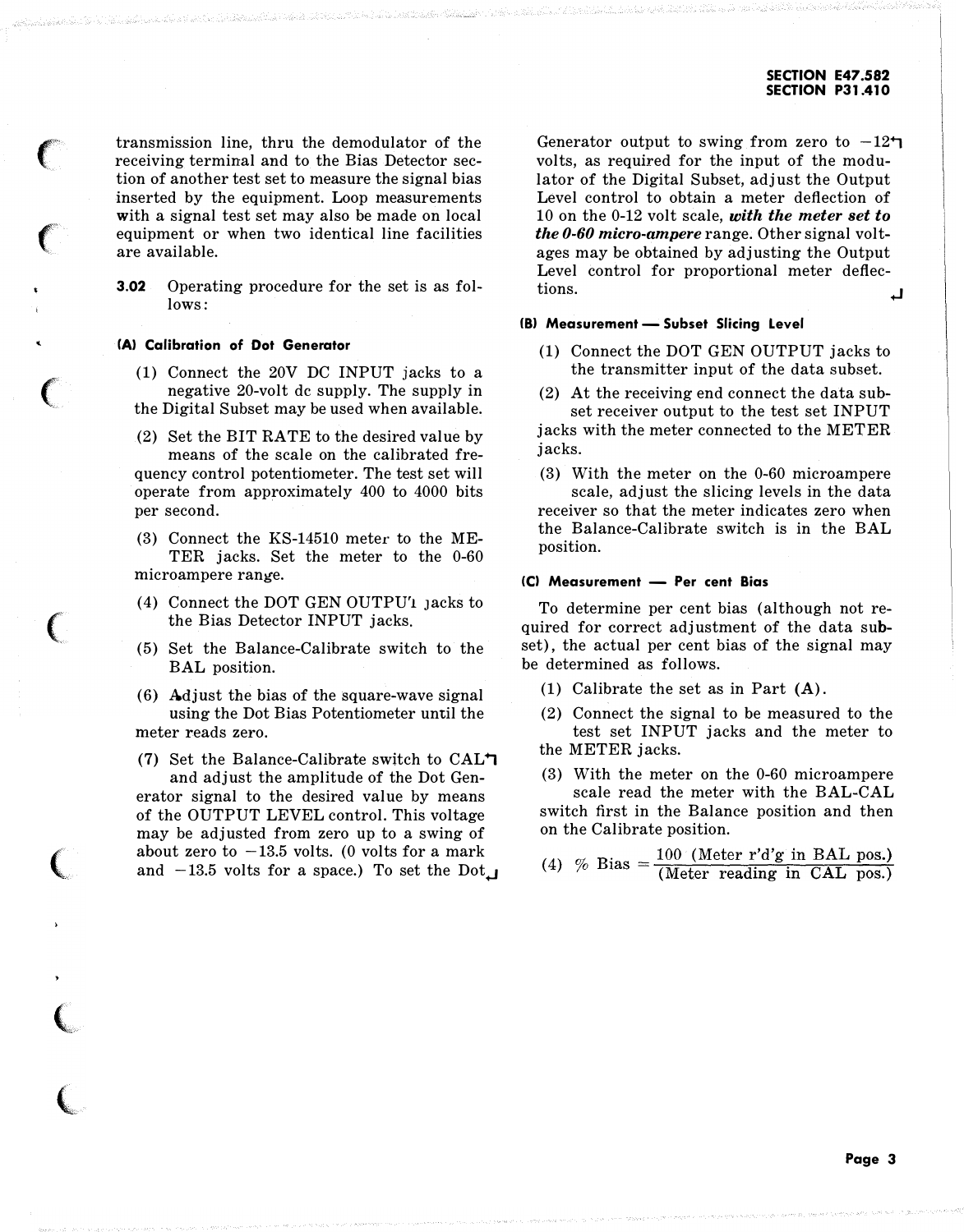transmission line, thru the demodulator of the receiving terminal and to the Bias Detector section of another test set to measure the signal bias inserted by the equipment. Loop measurements with a signal test set may also be made on local equipment or when two identical line facilities are available.

**3.02** Operating procedure for the set is as follows:

**(A) Calibration of Dot Generator**

(1) Connect the 20V DC INPUT jacks to a negative 20-volt dc supply. The supply in the Digital Subset may be used when available.

(2) Set the BIT RATE to the desired value by means of the scale on the calibrated frequency control potentiometer. The test set will operate from approximately 400 to 4000 bits per second.

(3) Connect the KS-14510 meter to the METER jacks. Set the meter to the 0-60 microampere range.

(4) Connect the DOT GEN OUTPUT jacks to the Bias Detector INPUT jacks.

(5) Set the Balance-Calibrate switch to the BAL position.

(6) Adjust the bias of the square-wave signal using the Dot Bias Potentiometer until the meter reads zero.

(7) Set the Balance-Calibrate switch to CAL and adjust the amplitude of the Dot Generator signal to the desired value by means of the OUTPUT LEVEL control. This voltage may be adjusted from zero up to a swing of about zero to −13.5 volts. (0 volts for a mark and −13.5 volts for a space.) To set the Dot Generator output to swing from zero to −12 volts, as required for the input of the modulator of the Digital Subset, adjust the Output Level control to obtain a meter deflection of 10 on the 0-12 volt scale, ***with the meter set to the 0-60 micro-ampere*** range. Other signal voltages may be obtained by adjusting the Output Level control for proportional meter deflections.

**(B) Measurement — Subset Slicing Level**

(1) Connect the DOT GEN OUTPUT jacks to the transmitter input of the data subset.

(2) At the receiving end connect the data subset receiver output to the test set INPUT jacks with the meter connected to the METER jacks.

(3) With the meter on the 0-60 microampere scale, adjust the slicing levels in the data receiver so that the meter indicates zero when the Balance-Calibrate switch is in the BAL position.

**(C) Measurement — Per cent Bias**

To determine per cent bias (although not required for correct adjustment of the data subset), the actual per cent bias of the signal may be determined as follows.

(1) Calibrate the set as in Part (A).

(2) Connect the signal to be measured to the test set INPUT jacks and the meter to the METER jacks.

(3) With the meter on the 0-60 microampere scale read the meter with the BAL-CAL switch first in the Balance position and then on the Calibrate position.

(4) $\% \text{ Bias} = \dfrac{100 \text{ (Meter r'd'g in BAL pos.)}}{\text{(Meter reading in CAL pos.)}}$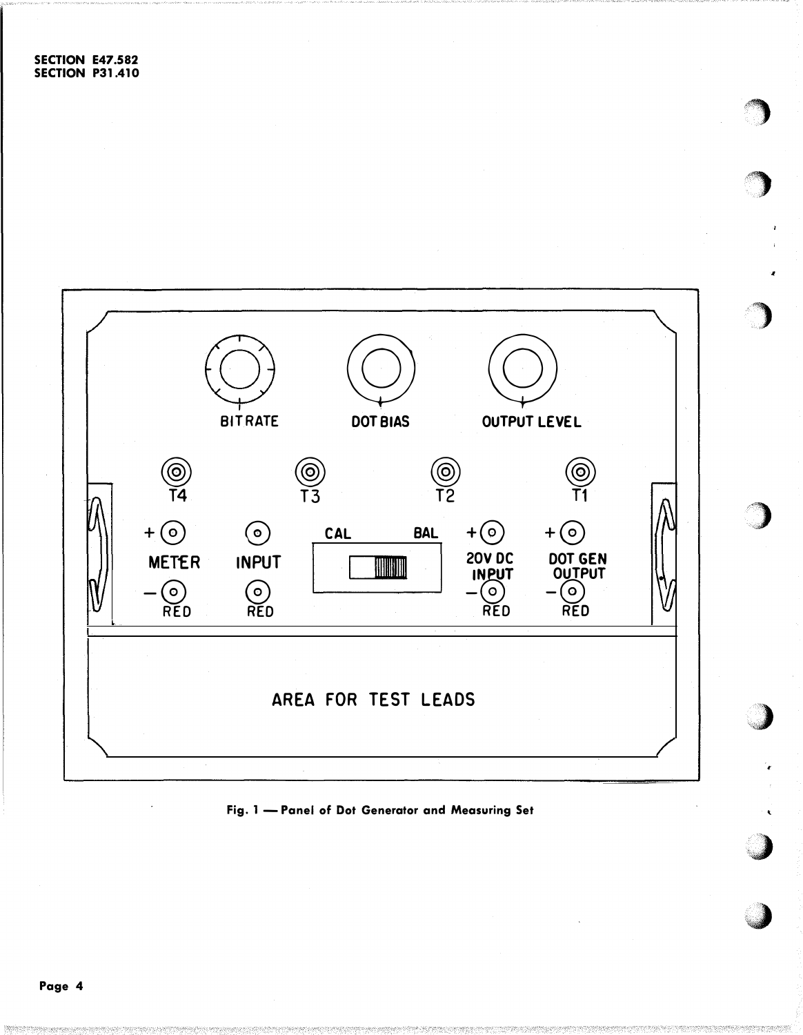SECTION E47.582
SECTION P31.410

BIT RATE   DOT BIAS   OUTPUT LEVEL

T4   T3   T2   T1

+ METER − RED   INPUT RED   CAL BAL   + 20V DC INPUT − RED   + DOT GEN OUTPUT − RED

AREA FOR TEST LEADS

Fig. 1 — Panel of Dot Generator and Measuring Set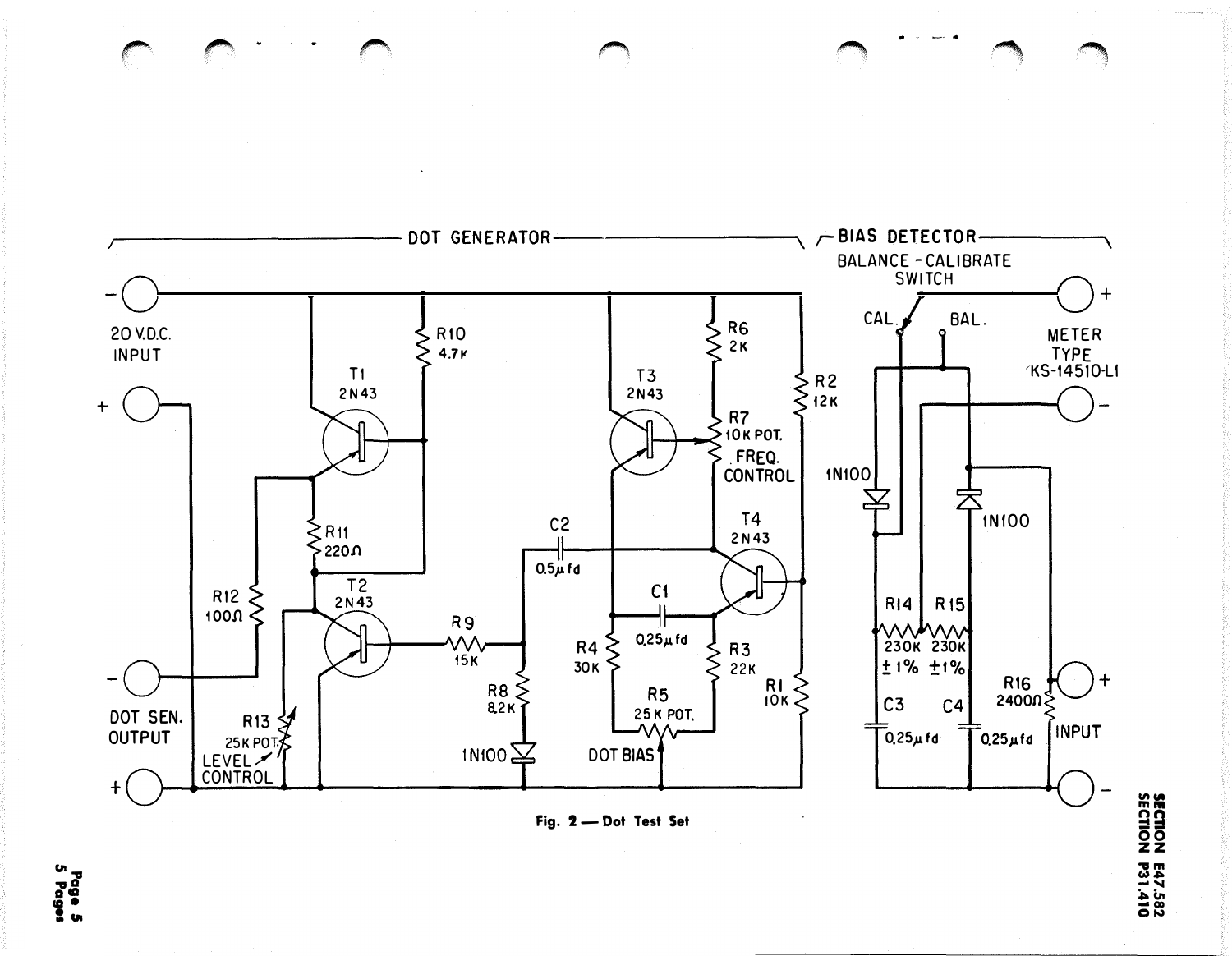DOT GENERATOR

BIAS DETECTOR

BALANCE - CALIBRATE SWITCH

CAL.

BAL.

20 V.D.C. INPUT

METER TYPE KS-14510-L1

T1 2N43

R10 4.7K

T3 2N43

R6 2K

R2 12K

R7 10K POT. FREQ. CONTROL

1N100

1N100

R11 220Ω

C2 0.5μfd

T4 2N43

R12 100Ω

T2 2N43

C1 0.25μfd

R14 230K ±1%

R15 230K ±1%

R9 15K

R4 30K

R3 22K

DOT SEN. OUTPUT

R8 8.2K

R5 25K POT.

R1 10K

C3 0.25μfd

C4 0.25μfd

R16 2400Ω

INPUT

R13 25K POT. LEVEL CONTROL

1N100

DOT BIAS

Fig. 2 — Dot Test Set